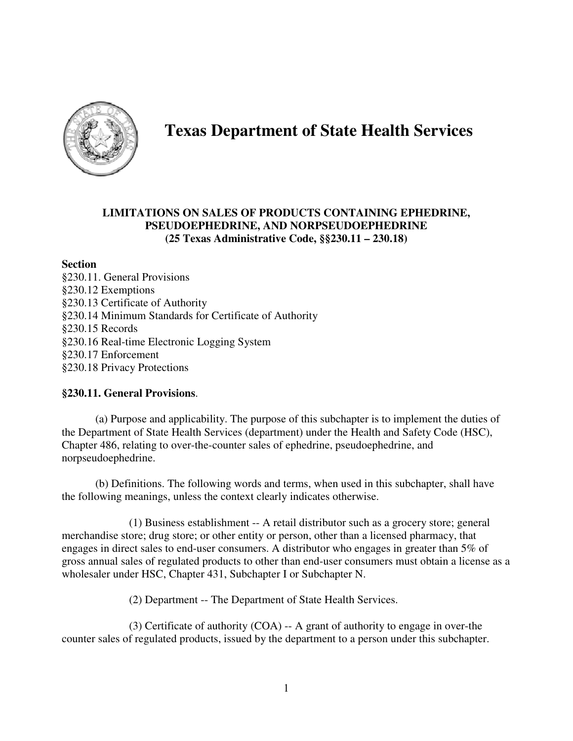# Texas Department of State Health Services

**LIMITATIONS ON SALES OF PRODUCTS CONTAINING EPHEDRINE, PSEUDOEPHEDRINE, AND NORPSEUDOEPHEDRINE**
**(25 Texas Administrative Code, §§230.11 – 230.18)**

**Section**

§230.11. General Provisions
§230.12 Exemptions
§230.13 Certificate of Authority
§230.14 Minimum Standards for Certificate of Authority
§230.15 Records
§230.16 Real-time Electronic Logging System
§230.17 Enforcement
§230.18 Privacy Protections

**§230.11. General Provisions**.

(a) Purpose and applicability. The purpose of this subchapter is to implement the duties of the Department of State Health Services (department) under the Health and Safety Code (HSC), Chapter 486, relating to over-the-counter sales of ephedrine, pseudoephedrine, and norpseudoephedrine.

(b) Definitions. The following words and terms, when used in this subchapter, shall have the following meanings, unless the context clearly indicates otherwise.

(1) Business establishment -- A retail distributor such as a grocery store; general merchandise store; drug store; or other entity or person, other than a licensed pharmacy, that engages in direct sales to end-user consumers. A distributor who engages in greater than 5% of gross annual sales of regulated products to other than end-user consumers must obtain a license as a wholesaler under HSC, Chapter 431, Subchapter I or Subchapter N.

(2) Department -- The Department of State Health Services.

(3) Certificate of authority (COA) -- A grant of authority to engage in over-the counter sales of regulated products, issued by the department to a person under this subchapter.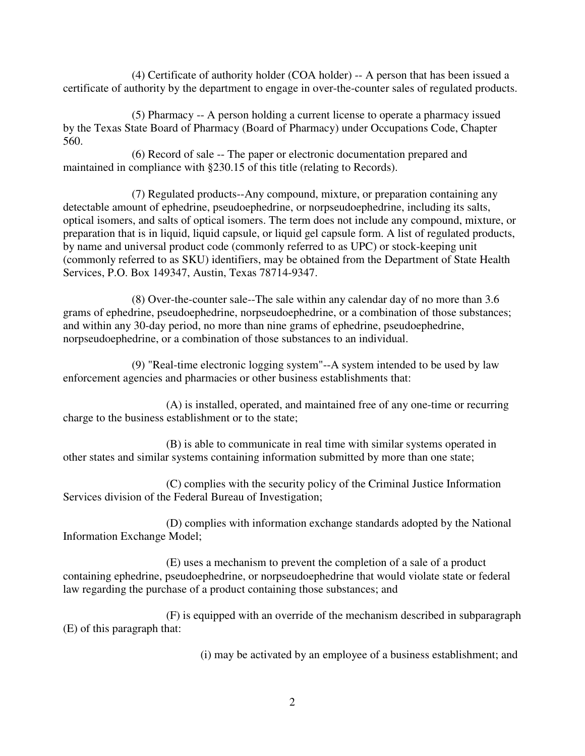(4) Certificate of authority holder (COA holder) -- A person that has been issued a certificate of authority by the department to engage in over-the-counter sales of regulated products.

(5) Pharmacy -- A person holding a current license to operate a pharmacy issued by the Texas State Board of Pharmacy (Board of Pharmacy) under Occupations Code, Chapter 560.

(6) Record of sale -- The paper or electronic documentation prepared and maintained in compliance with §230.15 of this title (relating to Records).

(7) Regulated products--Any compound, mixture, or preparation containing any detectable amount of ephedrine, pseudoephedrine, or norpseudoephedrine, including its salts, optical isomers, and salts of optical isomers. The term does not include any compound, mixture, or preparation that is in liquid, liquid capsule, or liquid gel capsule form. A list of regulated products, by name and universal product code (commonly referred to as UPC) or stock-keeping unit (commonly referred to as SKU) identifiers, may be obtained from the Department of State Health Services, P.O. Box 149347, Austin, Texas 78714-9347.

(8) Over-the-counter sale--The sale within any calendar day of no more than 3.6 grams of ephedrine, pseudoephedrine, norpseudoephedrine, or a combination of those substances; and within any 30-day period, no more than nine grams of ephedrine, pseudoephedrine, norpseudoephedrine, or a combination of those substances to an individual.

(9) "Real-time electronic logging system"--A system intended to be used by law enforcement agencies and pharmacies or other business establishments that:

(A) is installed, operated, and maintained free of any one-time or recurring charge to the business establishment or to the state;

(B) is able to communicate in real time with similar systems operated in other states and similar systems containing information submitted by more than one state;

(C) complies with the security policy of the Criminal Justice Information Services division of the Federal Bureau of Investigation;

(D) complies with information exchange standards adopted by the National Information Exchange Model;

(E) uses a mechanism to prevent the completion of a sale of a product containing ephedrine, pseudoephedrine, or norpseudoephedrine that would violate state or federal law regarding the purchase of a product containing those substances; and

(F) is equipped with an override of the mechanism described in subparagraph (E) of this paragraph that:

(i) may be activated by an employee of a business establishment; and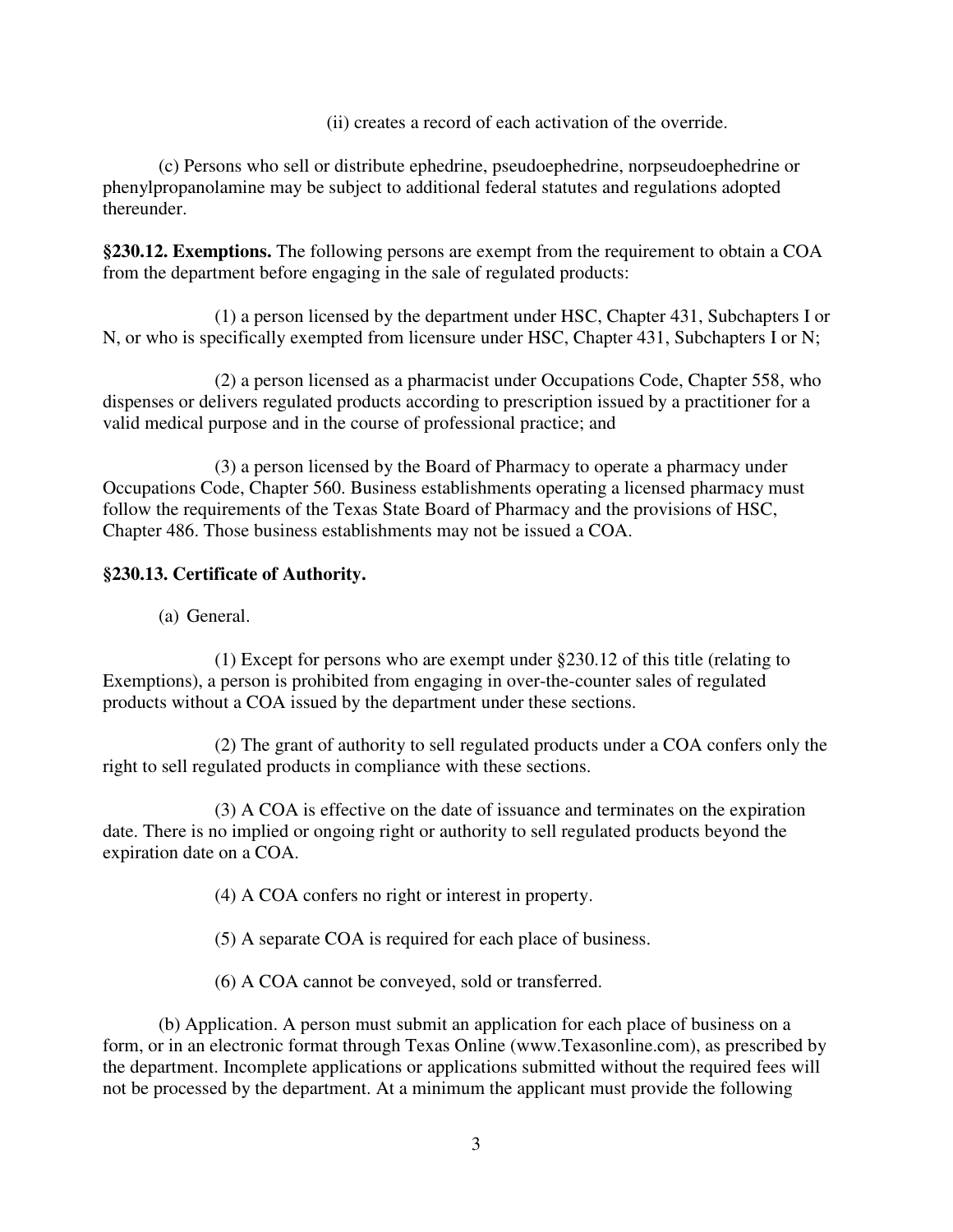(ii) creates a record of each activation of the override.

(c) Persons who sell or distribute ephedrine, pseudoephedrine, norpseudoephedrine or phenylpropanolamine may be subject to additional federal statutes and regulations adopted thereunder.

**§230.12. Exemptions.** The following persons are exempt from the requirement to obtain a COA from the department before engaging in the sale of regulated products:

(1) a person licensed by the department under HSC, Chapter 431, Subchapters I or N, or who is specifically exempted from licensure under HSC, Chapter 431, Subchapters I or N;

(2) a person licensed as a pharmacist under Occupations Code, Chapter 558, who dispenses or delivers regulated products according to prescription issued by a practitioner for a valid medical purpose and in the course of professional practice; and

(3) a person licensed by the Board of Pharmacy to operate a pharmacy under Occupations Code, Chapter 560. Business establishments operating a licensed pharmacy must follow the requirements of the Texas State Board of Pharmacy and the provisions of HSC, Chapter 486. Those business establishments may not be issued a COA.

**§230.13. Certificate of Authority.**

(a) General.

(1) Except for persons who are exempt under §230.12 of this title (relating to Exemptions), a person is prohibited from engaging in over-the-counter sales of regulated products without a COA issued by the department under these sections.

(2) The grant of authority to sell regulated products under a COA confers only the right to sell regulated products in compliance with these sections.

(3) A COA is effective on the date of issuance and terminates on the expiration date. There is no implied or ongoing right or authority to sell regulated products beyond the expiration date on a COA.

(4) A COA confers no right or interest in property.

(5) A separate COA is required for each place of business.

(6) A COA cannot be conveyed, sold or transferred.

(b) Application. A person must submit an application for each place of business on a form, or in an electronic format through Texas Online (www.Texasonline.com), as prescribed by the department. Incomplete applications or applications submitted without the required fees will not be processed by the department. At a minimum the applicant must provide the following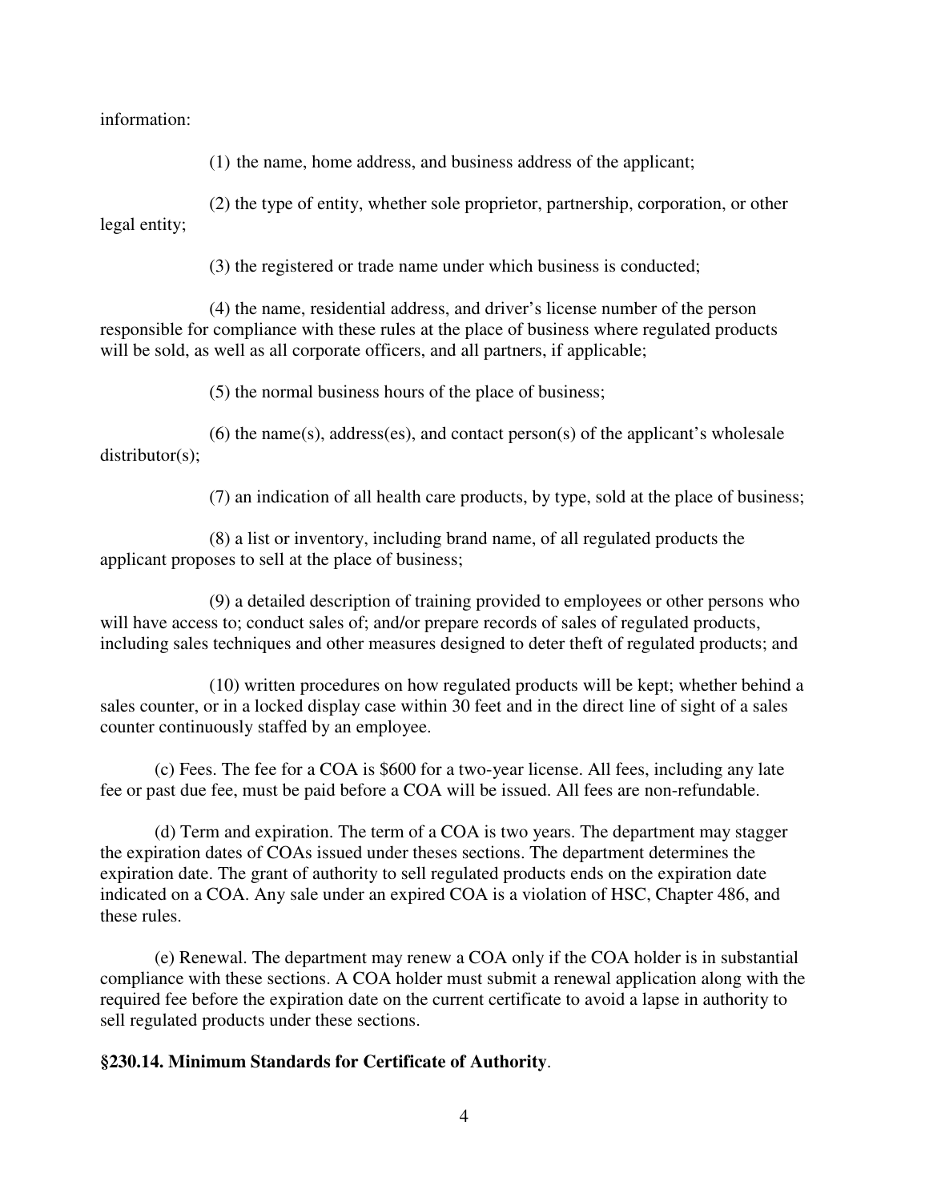information:

(1) the name, home address, and business address of the applicant;

(2) the type of entity, whether sole proprietor, partnership, corporation, or other legal entity;

(3) the registered or trade name under which business is conducted;

(4) the name, residential address, and driver's license number of the person responsible for compliance with these rules at the place of business where regulated products will be sold, as well as all corporate officers, and all partners, if applicable;

(5) the normal business hours of the place of business;

(6) the name(s), address(es), and contact person(s) of the applicant's wholesale distributor(s);

(7) an indication of all health care products, by type, sold at the place of business;

(8) a list or inventory, including brand name, of all regulated products the applicant proposes to sell at the place of business;

(9) a detailed description of training provided to employees or other persons who will have access to; conduct sales of; and/or prepare records of sales of regulated products, including sales techniques and other measures designed to deter theft of regulated products; and

(10) written procedures on how regulated products will be kept; whether behind a sales counter, or in a locked display case within 30 feet and in the direct line of sight of a sales counter continuously staffed by an employee.

(c) Fees. The fee for a COA is $600 for a two-year license. All fees, including any late fee or past due fee, must be paid before a COA will be issued. All fees are non-refundable.

(d) Term and expiration. The term of a COA is two years. The department may stagger the expiration dates of COAs issued under theses sections. The department determines the expiration date. The grant of authority to sell regulated products ends on the expiration date indicated on a COA. Any sale under an expired COA is a violation of HSC, Chapter 486, and these rules.

(e) Renewal. The department may renew a COA only if the COA holder is in substantial compliance with these sections. A COA holder must submit a renewal application along with the required fee before the expiration date on the current certificate to avoid a lapse in authority to sell regulated products under these sections.

**§230.14. Minimum Standards for Certificate of Authority**.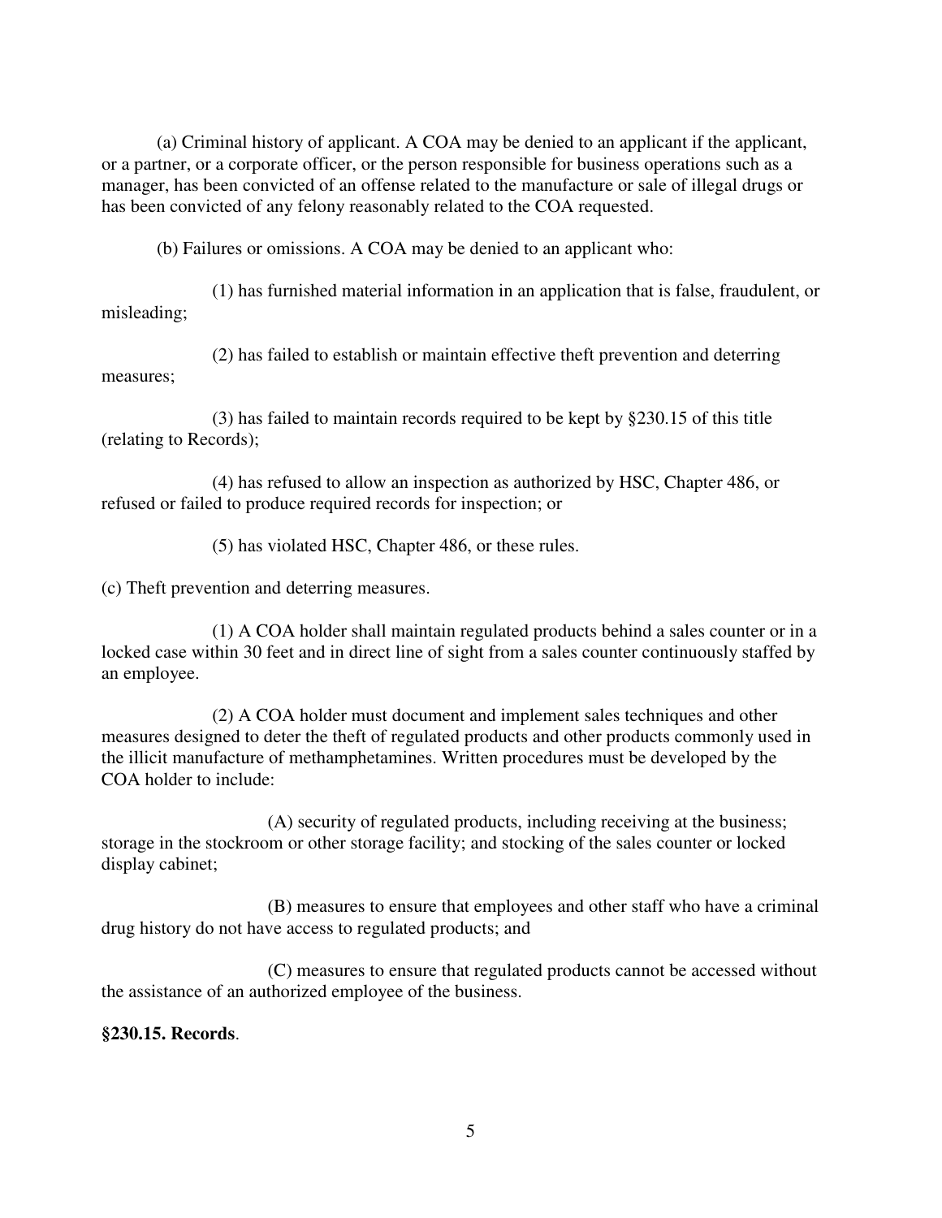(a) Criminal history of applicant. A COA may be denied to an applicant if the applicant, or a partner, or a corporate officer, or the person responsible for business operations such as a manager, has been convicted of an offense related to the manufacture or sale of illegal drugs or has been convicted of any felony reasonably related to the COA requested.

(b) Failures or omissions. A COA may be denied to an applicant who:

(1) has furnished material information in an application that is false, fraudulent, or misleading;

(2) has failed to establish or maintain effective theft prevention and deterring measures;

(3) has failed to maintain records required to be kept by §230.15 of this title (relating to Records);

(4) has refused to allow an inspection as authorized by HSC, Chapter 486, or refused or failed to produce required records for inspection; or

(5) has violated HSC, Chapter 486, or these rules.

(c) Theft prevention and deterring measures.

(1) A COA holder shall maintain regulated products behind a sales counter or in a locked case within 30 feet and in direct line of sight from a sales counter continuously staffed by an employee.

(2) A COA holder must document and implement sales techniques and other measures designed to deter the theft of regulated products and other products commonly used in the illicit manufacture of methamphetamines. Written procedures must be developed by the COA holder to include:

(A) security of regulated products, including receiving at the business; storage in the stockroom or other storage facility; and stocking of the sales counter or locked display cabinet;

(B) measures to ensure that employees and other staff who have a criminal drug history do not have access to regulated products; and

(C) measures to ensure that regulated products cannot be accessed without the assistance of an authorized employee of the business.

**§230.15. Records**.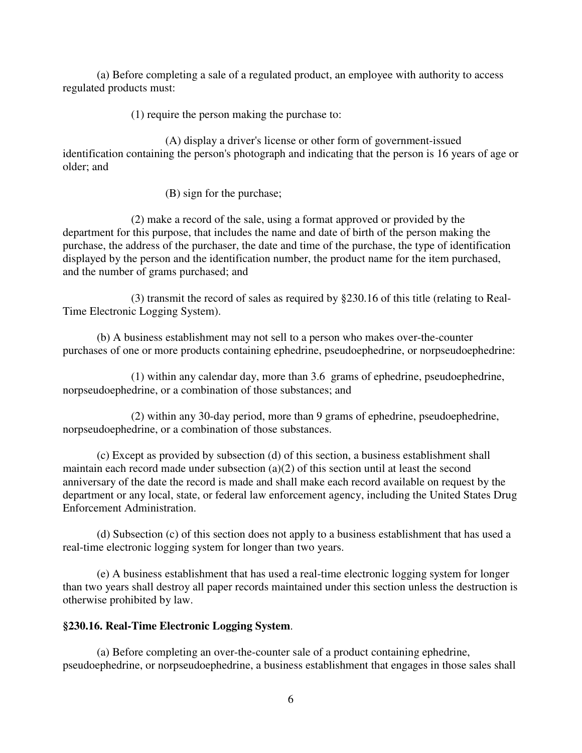(a) Before completing a sale of a regulated product, an employee with authority to access regulated products must:

(1) require the person making the purchase to:

(A) display a driver's license or other form of government-issued identification containing the person's photograph and indicating that the person is 16 years of age or older; and

(B) sign for the purchase;

(2) make a record of the sale, using a format approved or provided by the department for this purpose, that includes the name and date of birth of the person making the purchase, the address of the purchaser, the date and time of the purchase, the type of identification displayed by the person and the identification number, the product name for the item purchased, and the number of grams purchased; and

(3) transmit the record of sales as required by §230.16 of this title (relating to Real-Time Electronic Logging System).

(b) A business establishment may not sell to a person who makes over-the-counter purchases of one or more products containing ephedrine, pseudoephedrine, or norpseudoephedrine:

(1) within any calendar day, more than 3.6 grams of ephedrine, pseudoephedrine, norpseudoephedrine, or a combination of those substances; and

(2) within any 30-day period, more than 9 grams of ephedrine, pseudoephedrine, norpseudoephedrine, or a combination of those substances.

(c) Except as provided by subsection (d) of this section, a business establishment shall maintain each record made under subsection (a)(2) of this section until at least the second anniversary of the date the record is made and shall make each record available on request by the department or any local, state, or federal law enforcement agency, including the United States Drug Enforcement Administration.

(d) Subsection (c) of this section does not apply to a business establishment that has used a real-time electronic logging system for longer than two years.

(e) A business establishment that has used a real-time electronic logging system for longer than two years shall destroy all paper records maintained under this section unless the destruction is otherwise prohibited by law.

**§230.16. Real-Time Electronic Logging System**.

(a) Before completing an over-the-counter sale of a product containing ephedrine, pseudoephedrine, or norpseudoephedrine, a business establishment that engages in those sales shall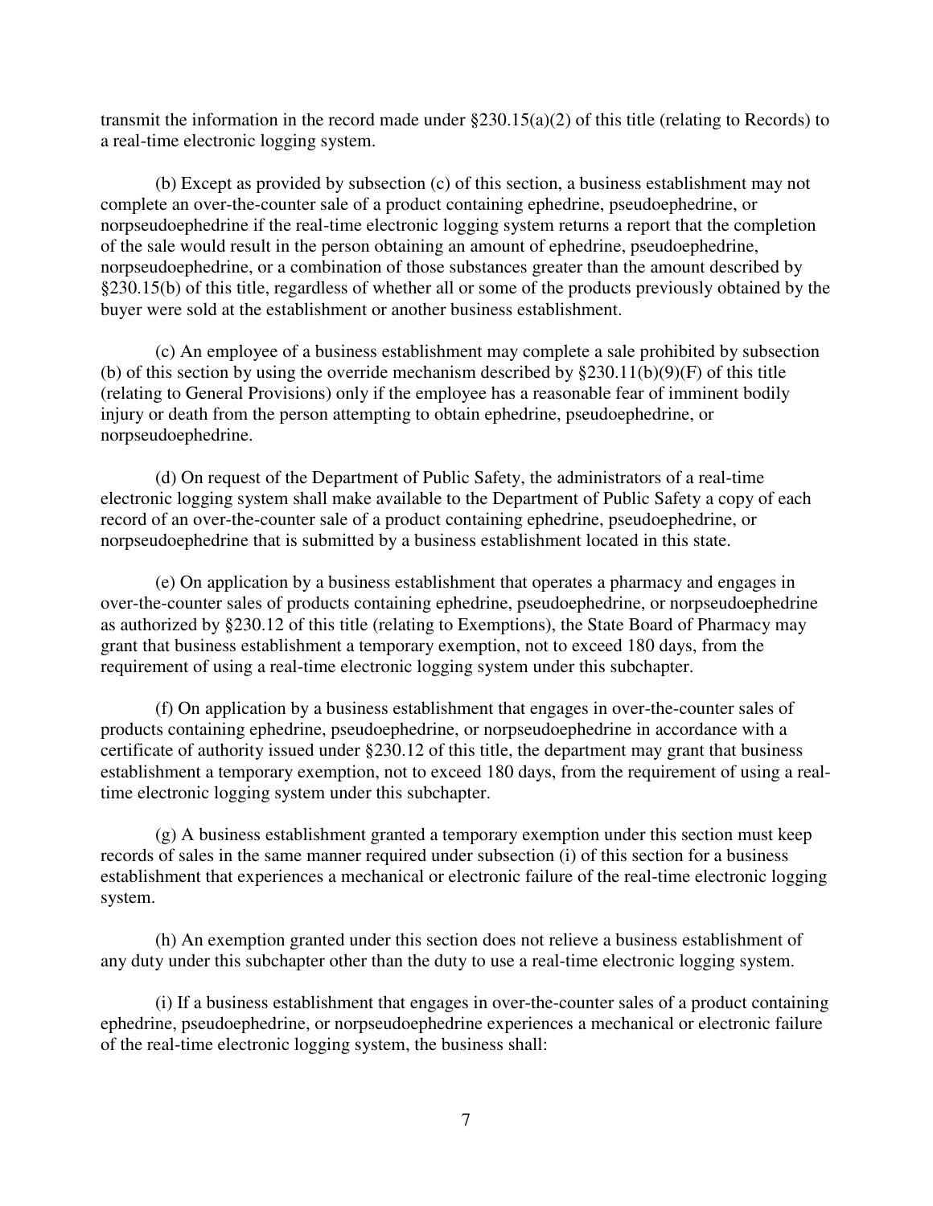transmit the information in the record made under §230.15(a)(2) of this title (relating to Records) to a real-time electronic logging system.

(b) Except as provided by subsection (c) of this section, a business establishment may not complete an over-the-counter sale of a product containing ephedrine, pseudoephedrine, or norpseudoephedrine if the real-time electronic logging system returns a report that the completion of the sale would result in the person obtaining an amount of ephedrine, pseudoephedrine, norpseudoephedrine, or a combination of those substances greater than the amount described by §230.15(b) of this title, regardless of whether all or some of the products previously obtained by the buyer were sold at the establishment or another business establishment.

(c) An employee of a business establishment may complete a sale prohibited by subsection (b) of this section by using the override mechanism described by §230.11(b)(9)(F) of this title (relating to General Provisions) only if the employee has a reasonable fear of imminent bodily injury or death from the person attempting to obtain ephedrine, pseudoephedrine, or norpseudoephedrine.

(d) On request of the Department of Public Safety, the administrators of a real-time electronic logging system shall make available to the Department of Public Safety a copy of each record of an over-the-counter sale of a product containing ephedrine, pseudoephedrine, or norpseudoephedrine that is submitted by a business establishment located in this state.

(e) On application by a business establishment that operates a pharmacy and engages in over-the-counter sales of products containing ephedrine, pseudoephedrine, or norpseudoephedrine as authorized by §230.12 of this title (relating to Exemptions), the State Board of Pharmacy may grant that business establishment a temporary exemption, not to exceed 180 days, from the requirement of using a real-time electronic logging system under this subchapter.

(f) On application by a business establishment that engages in over-the-counter sales of products containing ephedrine, pseudoephedrine, or norpseudoephedrine in accordance with a certificate of authority issued under §230.12 of this title, the department may grant that business establishment a temporary exemption, not to exceed 180 days, from the requirement of using a real-time electronic logging system under this subchapter.

(g) A business establishment granted a temporary exemption under this section must keep records of sales in the same manner required under subsection (i) of this section for a business establishment that experiences a mechanical or electronic failure of the real-time electronic logging system.

(h) An exemption granted under this section does not relieve a business establishment of any duty under this subchapter other than the duty to use a real-time electronic logging system.

(i) If a business establishment that engages in over-the-counter sales of a product containing ephedrine, pseudoephedrine, or norpseudoephedrine experiences a mechanical or electronic failure of the real-time electronic logging system, the business shall: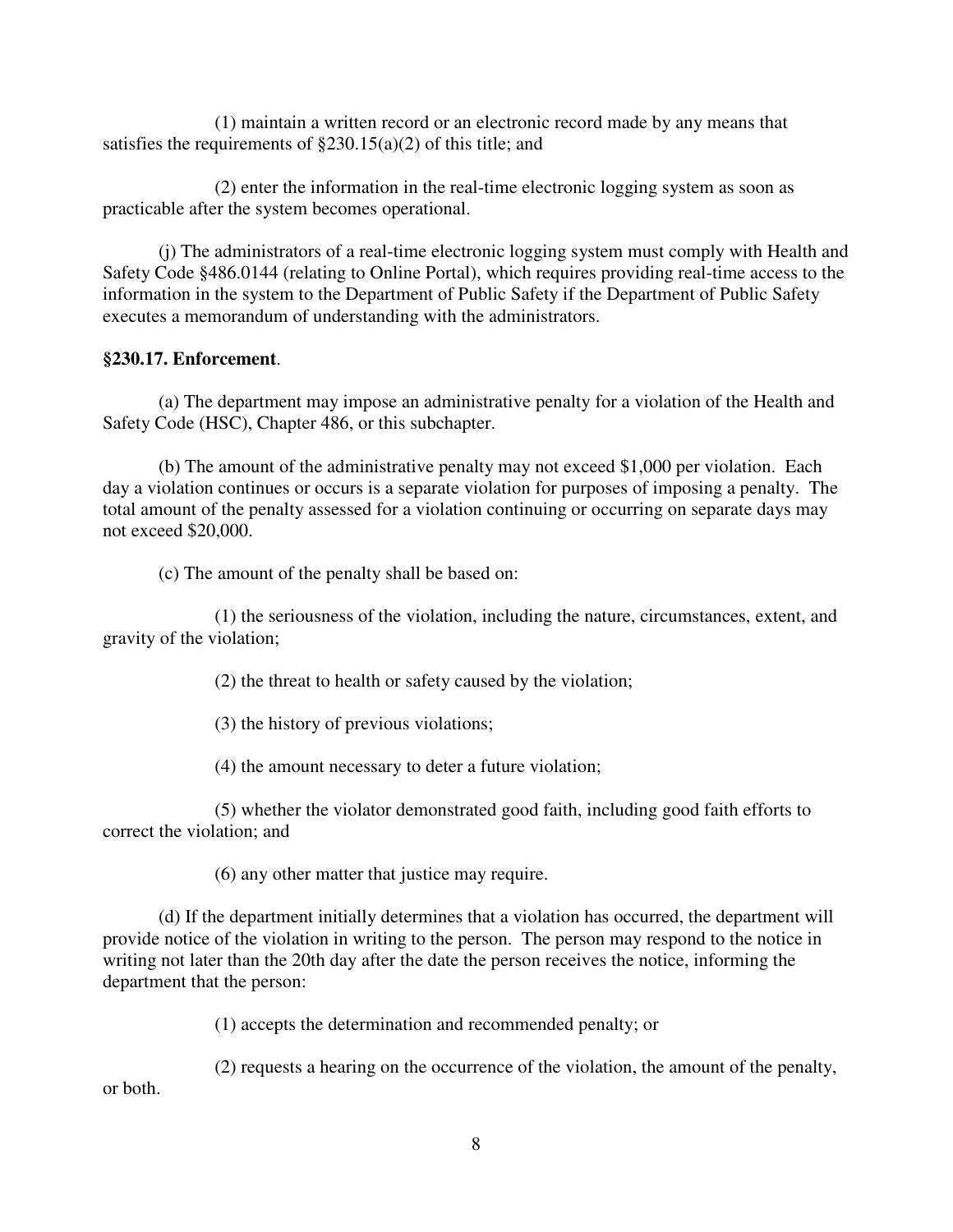(1) maintain a written record or an electronic record made by any means that satisfies the requirements of §230.15(a)(2) of this title; and

(2) enter the information in the real-time electronic logging system as soon as practicable after the system becomes operational.

(j) The administrators of a real-time electronic logging system must comply with Health and Safety Code §486.0144 (relating to Online Portal), which requires providing real-time access to the information in the system to the Department of Public Safety if the Department of Public Safety executes a memorandum of understanding with the administrators.

**§230.17. Enforcement**.

(a) The department may impose an administrative penalty for a violation of the Health and Safety Code (HSC), Chapter 486, or this subchapter.

(b) The amount of the administrative penalty may not exceed $1,000 per violation. Each day a violation continues or occurs is a separate violation for purposes of imposing a penalty. The total amount of the penalty assessed for a violation continuing or occurring on separate days may not exceed $20,000.

(c) The amount of the penalty shall be based on:

(1) the seriousness of the violation, including the nature, circumstances, extent, and gravity of the violation;

(2) the threat to health or safety caused by the violation;

(3) the history of previous violations;

(4) the amount necessary to deter a future violation;

(5) whether the violator demonstrated good faith, including good faith efforts to correct the violation; and

(6) any other matter that justice may require.

(d) If the department initially determines that a violation has occurred, the department will provide notice of the violation in writing to the person. The person may respond to the notice in writing not later than the 20th day after the date the person receives the notice, informing the department that the person:

(1) accepts the determination and recommended penalty; or

(2) requests a hearing on the occurrence of the violation, the amount of the penalty, or both.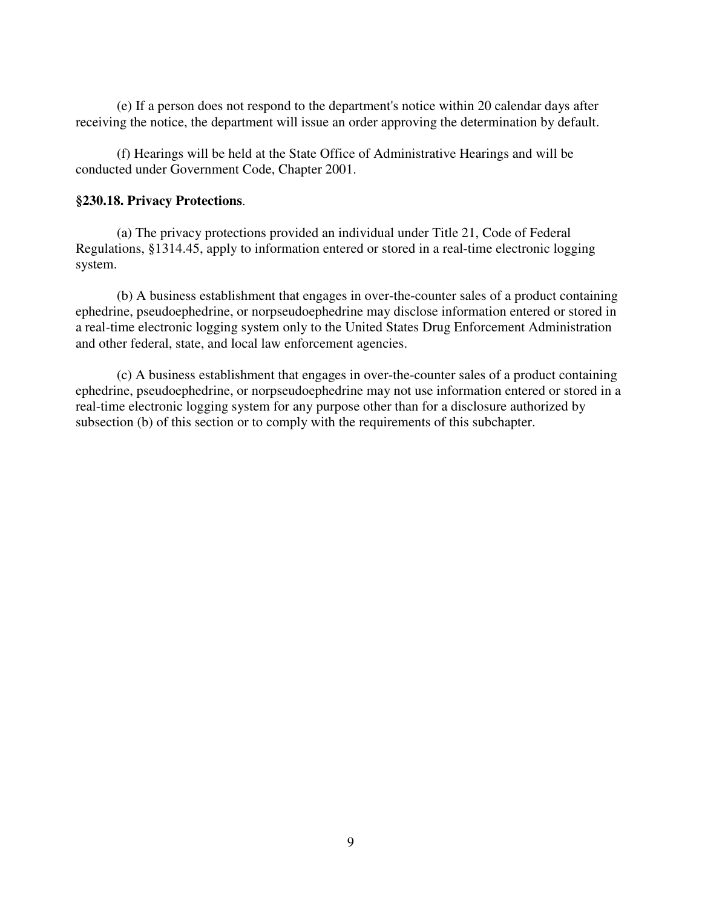(e) If a person does not respond to the department's notice within 20 calendar days after receiving the notice, the department will issue an order approving the determination by default.

(f) Hearings will be held at the State Office of Administrative Hearings and will be conducted under Government Code, Chapter 2001.

**§230.18. Privacy Protections**.

(a) The privacy protections provided an individual under Title 21, Code of Federal Regulations, §1314.45, apply to information entered or stored in a real-time electronic logging system.

(b) A business establishment that engages in over-the-counter sales of a product containing ephedrine, pseudoephedrine, or norpseudoephedrine may disclose information entered or stored in a real-time electronic logging system only to the United States Drug Enforcement Administration and other federal, state, and local law enforcement agencies.

(c) A business establishment that engages in over-the-counter sales of a product containing ephedrine, pseudoephedrine, or norpseudoephedrine may not use information entered or stored in a real-time electronic logging system for any purpose other than for a disclosure authorized by subsection (b) of this section or to comply with the requirements of this subchapter.